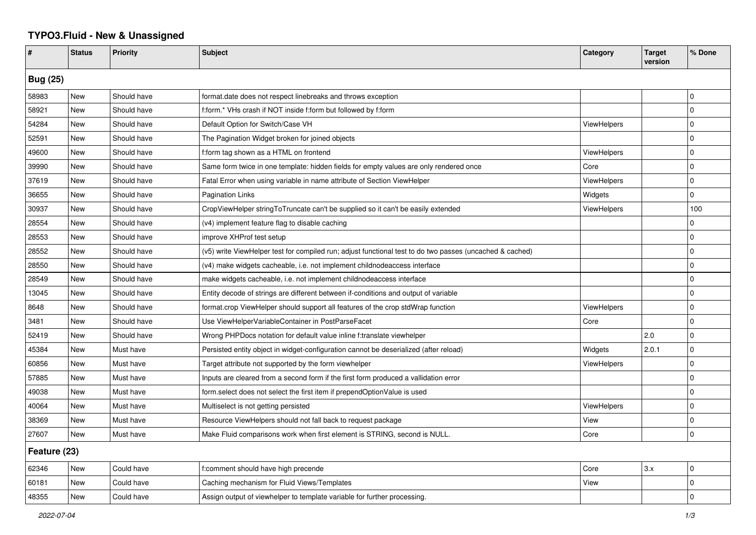# TYPO3.Fluid - New & Unassigned

| # | Status | Priority | Subject | Category | Target version | % Done |
|---|---|---|---|---|---|---|
| **Bug (25)** | | | | | | |
| 58983 | New | Should have | format.date does not respect linebreaks and throws exception | | | 0 |
| 58921 | New | Should have | f:form.* VHs crash if NOT inside f:form but followed by f:form | | | 0 |
| 54284 | New | Should have | Default Option for Switch/Case VH | ViewHelpers | | 0 |
| 52591 | New | Should have | The Pagination Widget broken for joined objects | | | 0 |
| 49600 | New | Should have | f:form tag shown as a HTML on frontend | ViewHelpers | | 0 |
| 39990 | New | Should have | Same form twice in one template: hidden fields for empty values are only rendered once | Core | | 0 |
| 37619 | New | Should have | Fatal Error when using variable in name attribute of Section ViewHelper | ViewHelpers | | 0 |
| 36655 | New | Should have | Pagination Links | Widgets | | 0 |
| 30937 | New | Should have | CropViewHelper stringToTruncate can't be supplied so it can't be easily extended | ViewHelpers | | 100 |
| 28554 | New | Should have | (v4) implement feature flag to disable caching | | | 0 |
| 28553 | New | Should have | improve XHProf test setup | | | 0 |
| 28552 | New | Should have | (v5) write ViewHelper test for compiled run; adjust functional test to do two passes (uncached & cached) | | | 0 |
| 28550 | New | Should have | (v4) make widgets cacheable, i.e. not implement childnodeaccess interface | | | 0 |
| 28549 | New | Should have | make widgets cacheable, i.e. not implement childnodeaccess interface | | | 0 |
| 13045 | New | Should have | Entity decode of strings are different between if-conditions and output of variable | | | 0 |
| 8648 | New | Should have | format.crop ViewHelper should support all features of the crop stdWrap function | ViewHelpers | | 0 |
| 3481 | New | Should have | Use ViewHelperVariableContainer in PostParseFacet | Core | | 0 |
| 52419 | New | Should have | Wrong PHPDocs notation for default value inline f:translate viewhelper | | 2.0 | 0 |
| 45384 | New | Must have | Persisted entity object in widget-configuration cannot be deserialized (after reload) | Widgets | 2.0.1 | 0 |
| 60856 | New | Must have | Target attribute not supported by the form viewhelper | ViewHelpers | | 0 |
| 57885 | New | Must have | Inputs are cleared from a second form if the first form produced a vallidation error | | | 0 |
| 49038 | New | Must have | form.select does not select the first item if prependOptionValue is used | | | 0 |
| 40064 | New | Must have | Multiselect is not getting persisted | ViewHelpers | | 0 |
| 38369 | New | Must have | Resource ViewHelpers should not fall back to request package | View | | 0 |
| 27607 | New | Must have | Make Fluid comparisons work when first element is STRING, second is NULL. | Core | | 0 |
| **Feature (23)** | | | | | | |
| 62346 | New | Could have | f:comment should have high precende | Core | 3.x | 0 |
| 60181 | New | Could have | Caching mechanism for Fluid Views/Templates | View | | 0 |
| 48355 | New | Could have | Assign output of viewhelper to template variable for further processing. | | | 0 |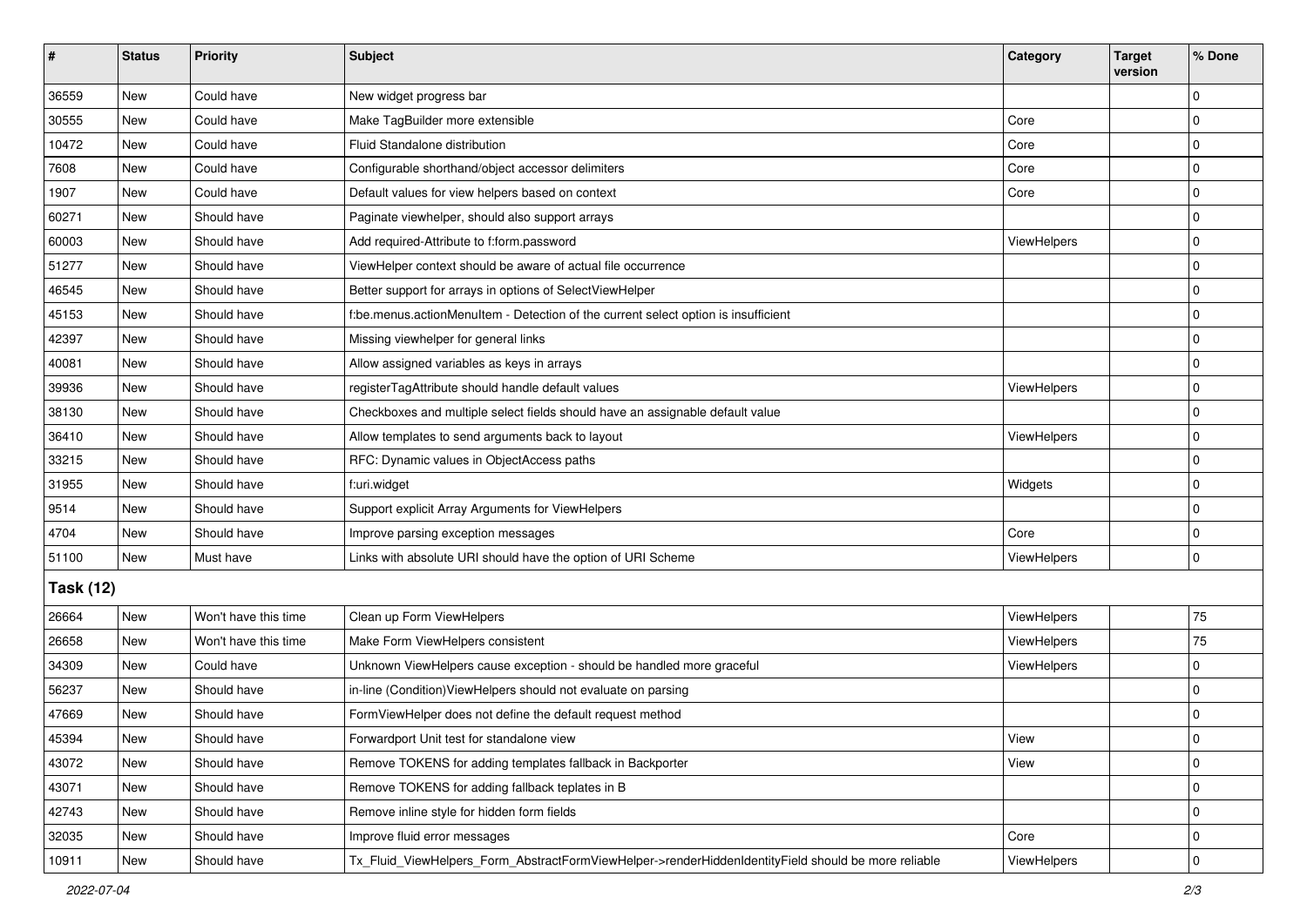| # | Status | Priority | Subject | Category | Target version | % Done |
|---|---|---|---|---|---|---|
| 36559 | New | Could have | New widget progress bar | | | 0 |
| 30555 | New | Could have | Make TagBuilder more extensible | Core | | 0 |
| 10472 | New | Could have | Fluid Standalone distribution | Core | | 0 |
| 7608 | New | Could have | Configurable shorthand/object accessor delimiters | Core | | 0 |
| 1907 | New | Could have | Default values for view helpers based on context | Core | | 0 |
| 60271 | New | Should have | Paginate viewhelper, should also support arrays | | | 0 |
| 60003 | New | Should have | Add required-Attribute to f:form.password | ViewHelpers | | 0 |
| 51277 | New | Should have | ViewHelper context should be aware of actual file occurrence | | | 0 |
| 46545 | New | Should have | Better support for arrays in options of SelectViewHelper | | | 0 |
| 45153 | New | Should have | f:be.menus.actionMenuItem - Detection of the current select option is insufficient | | | 0 |
| 42397 | New | Should have | Missing viewhelper for general links | | | 0 |
| 40081 | New | Should have | Allow assigned variables as keys in arrays | | | 0 |
| 39936 | New | Should have | registerTagAttribute should handle default values | ViewHelpers | | 0 |
| 38130 | New | Should have | Checkboxes and multiple select fields should have an assignable default value | | | 0 |
| 36410 | New | Should have | Allow templates to send arguments back to layout | ViewHelpers | | 0 |
| 33215 | New | Should have | RFC: Dynamic values in ObjectAccess paths | | | 0 |
| 31955 | New | Should have | f:uri.widget | Widgets | | 0 |
| 9514 | New | Should have | Support explicit Array Arguments for ViewHelpers | | | 0 |
| 4704 | New | Should have | Improve parsing exception messages | Core | | 0 |
| 51100 | New | Must have | Links with absolute URI should have the option of URI Scheme | ViewHelpers | | 0 |
| **Task (12)** | | | | | | |
| 26664 | New | Won't have this time | Clean up Form ViewHelpers | ViewHelpers | | 75 |
| 26658 | New | Won't have this time | Make Form ViewHelpers consistent | ViewHelpers | | 75 |
| 34309 | New | Could have | Unknown ViewHelpers cause exception - should be handled more graceful | ViewHelpers | | 0 |
| 56237 | New | Should have | in-line (Condition)ViewHelpers should not evaluate on parsing | | | 0 |
| 47669 | New | Should have | FormViewHelper does not define the default request method | | | 0 |
| 45394 | New | Should have | Forwardport Unit test for standalone view | View | | 0 |
| 43072 | New | Should have | Remove TOKENS for adding templates fallback in Backporter | View | | 0 |
| 43071 | New | Should have | Remove TOKENS for adding fallback teplates in B | | | 0 |
| 42743 | New | Should have | Remove inline style for hidden form fields | | | 0 |
| 32035 | New | Should have | Improve fluid error messages | Core | | 0 |
| 10911 | New | Should have | Tx_Fluid_ViewHelpers_Form_AbstractFormViewHelper->renderHiddenIdentityField should be more reliable | ViewHelpers | | 0 |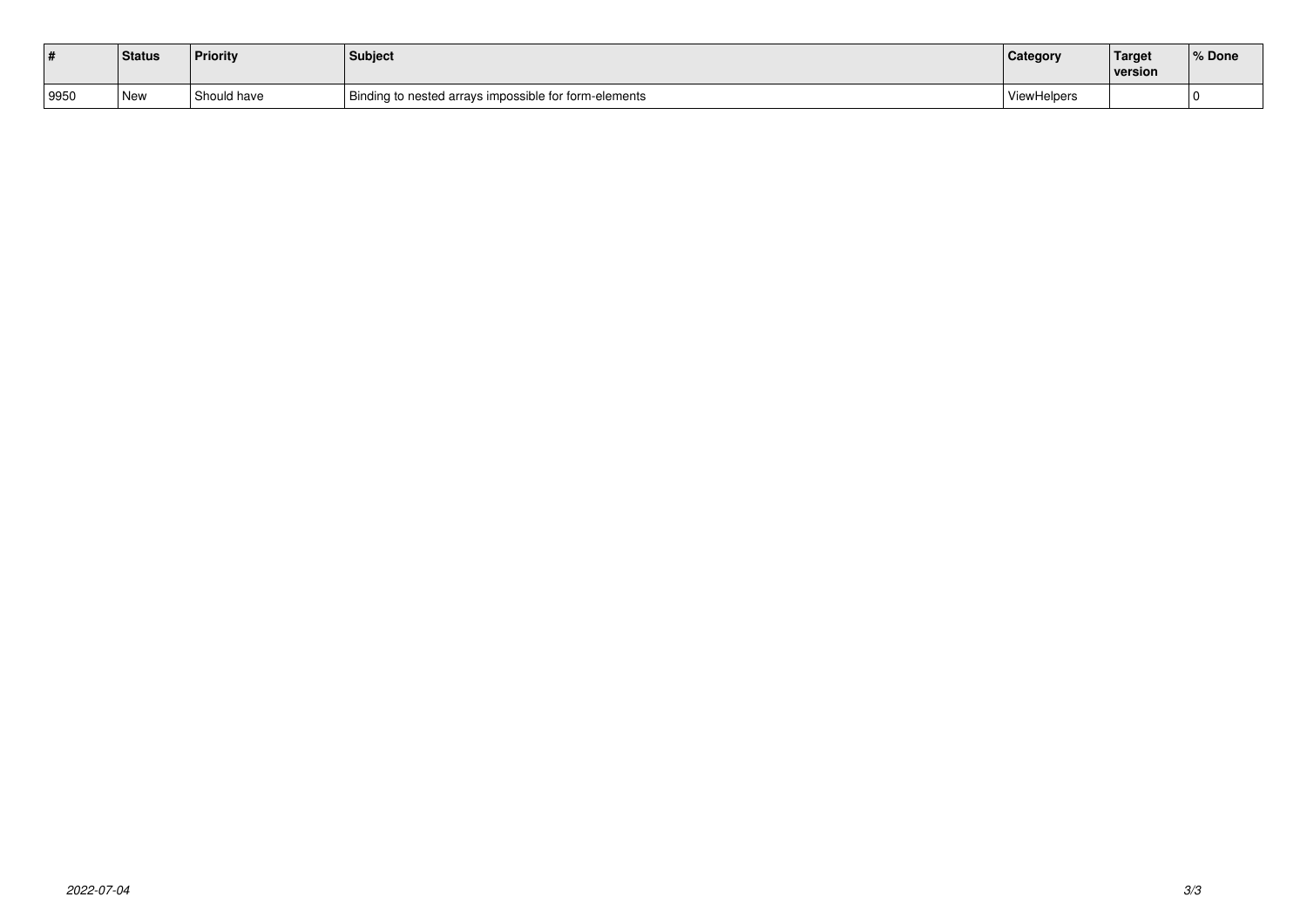| # | Status | Priority | Subject | Category | Target version | % Done |
|---|---|---|---|---|---|---|
| 9950 | New | Should have | Binding to nested arrays impossible for form-elements | ViewHelpers | | 0 |